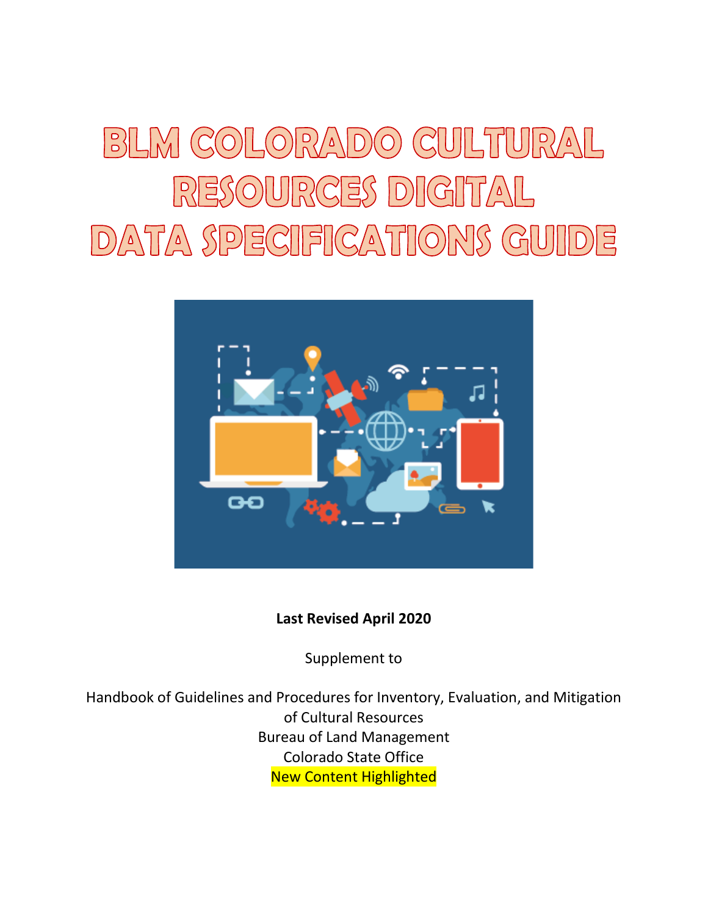# BLM COLORADO CULTURAL RESOURCES DIGITAL DATA SPECIFICATIONS GUIDE

**Last Revised April 2020**

Supplement to

Handbook of Guidelines and Procedures for Inventory, Evaluation, and Mitigation of Cultural Resources
Bureau of Land Management
Colorado State Office
New Content Highlighted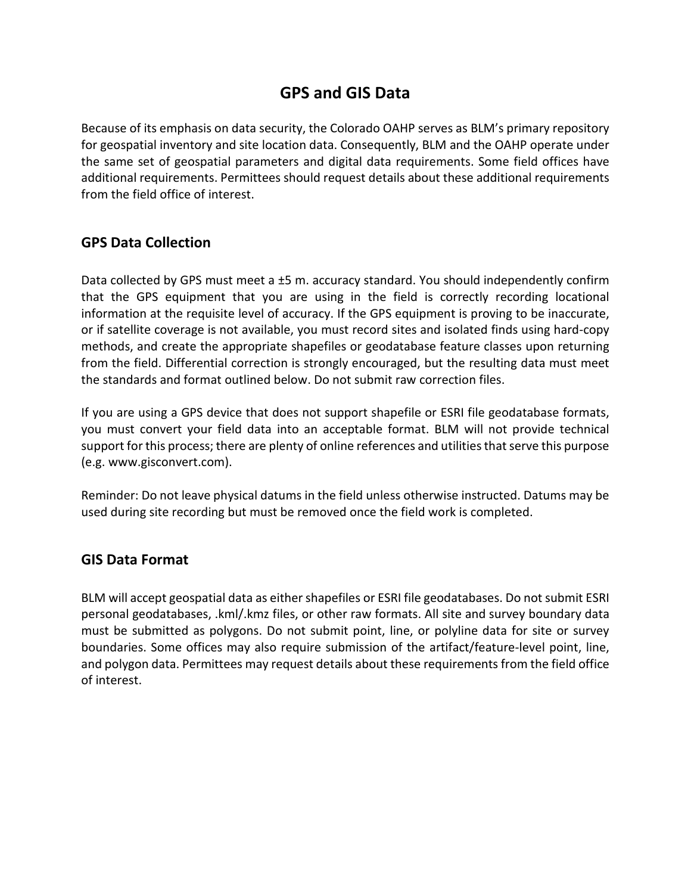# GPS and GIS Data

Because of its emphasis on data security, the Colorado OAHP serves as BLM's primary repository for geospatial inventory and site location data. Consequently, BLM and the OAHP operate under the same set of geospatial parameters and digital data requirements. Some field offices have additional requirements. Permittees should request details about these additional requirements from the field office of interest.

## GPS Data Collection

Data collected by GPS must meet a ±5 m. accuracy standard. You should independently confirm that the GPS equipment that you are using in the field is correctly recording locational information at the requisite level of accuracy. If the GPS equipment is proving to be inaccurate, or if satellite coverage is not available, you must record sites and isolated finds using hard-copy methods, and create the appropriate shapefiles or geodatabase feature classes upon returning from the field. Differential correction is strongly encouraged, but the resulting data must meet the standards and format outlined below. Do not submit raw correction files.

If you are using a GPS device that does not support shapefile or ESRI file geodatabase formats, you must convert your field data into an acceptable format. BLM will not provide technical support for this process; there are plenty of online references and utilities that serve this purpose (e.g. www.gisconvert.com).

Reminder: Do not leave physical datums in the field unless otherwise instructed. Datums may be used during site recording but must be removed once the field work is completed.

## GIS Data Format

BLM will accept geospatial data as either shapefiles or ESRI file geodatabases. Do not submit ESRI personal geodatabases, .kml/.kmz files, or other raw formats. All site and survey boundary data must be submitted as polygons. Do not submit point, line, or polyline data for site or survey boundaries. Some offices may also require submission of the artifact/feature-level point, line, and polygon data. Permittees may request details about these requirements from the field office of interest.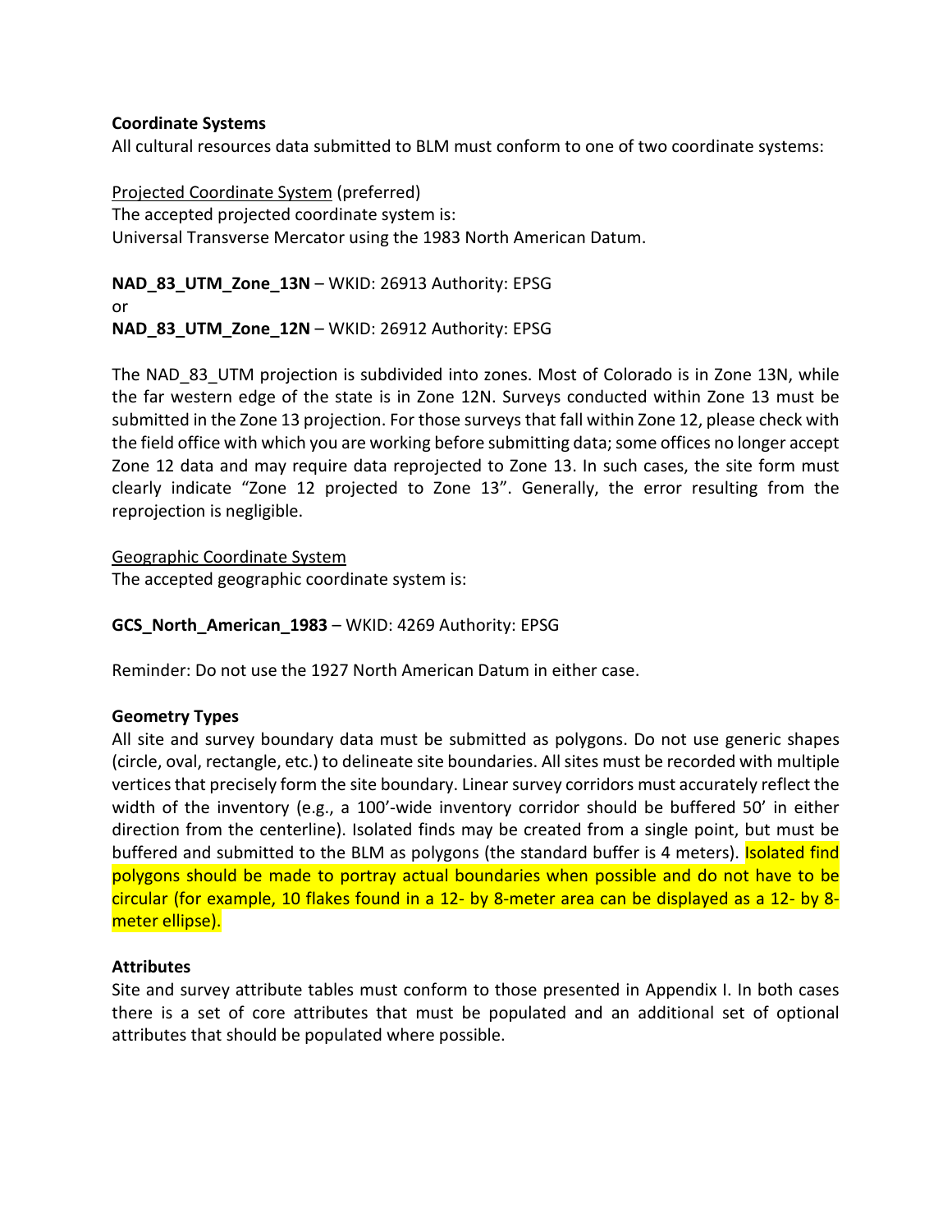**Coordinate Systems**

All cultural resources data submitted to BLM must conform to one of two coordinate systems:

Projected Coordinate System (preferred)

The accepted projected coordinate system is:

Universal Transverse Mercator using the 1983 North American Datum.

**NAD_83_UTM_Zone_13N** – WKID: 26913 Authority: EPSG

or

**NAD_83_UTM_Zone_12N** – WKID: 26912 Authority: EPSG

The NAD_83_UTM projection is subdivided into zones. Most of Colorado is in Zone 13N, while the far western edge of the state is in Zone 12N. Surveys conducted within Zone 13 must be submitted in the Zone 13 projection. For those surveys that fall within Zone 12, please check with the field office with which you are working before submitting data; some offices no longer accept Zone 12 data and may require data reprojected to Zone 13. In such cases, the site form must clearly indicate "Zone 12 projected to Zone 13". Generally, the error resulting from the reprojection is negligible.

Geographic Coordinate System

The accepted geographic coordinate system is:

**GCS_North_American_1983** – WKID: 4269 Authority: EPSG

Reminder: Do not use the 1927 North American Datum in either case.

**Geometry Types**

All site and survey boundary data must be submitted as polygons. Do not use generic shapes (circle, oval, rectangle, etc.) to delineate site boundaries. All sites must be recorded with multiple vertices that precisely form the site boundary. Linear survey corridors must accurately reflect the width of the inventory (e.g., a 100'-wide inventory corridor should be buffered 50' in either direction from the centerline). Isolated finds may be created from a single point, but must be buffered and submitted to the BLM as polygons (the standard buffer is 4 meters). Isolated find polygons should be made to portray actual boundaries when possible and do not have to be circular (for example, 10 flakes found in a 12- by 8-meter area can be displayed as a 12- by 8-meter ellipse).

**Attributes**

Site and survey attribute tables must conform to those presented in Appendix I. In both cases there is a set of core attributes that must be populated and an additional set of optional attributes that should be populated where possible.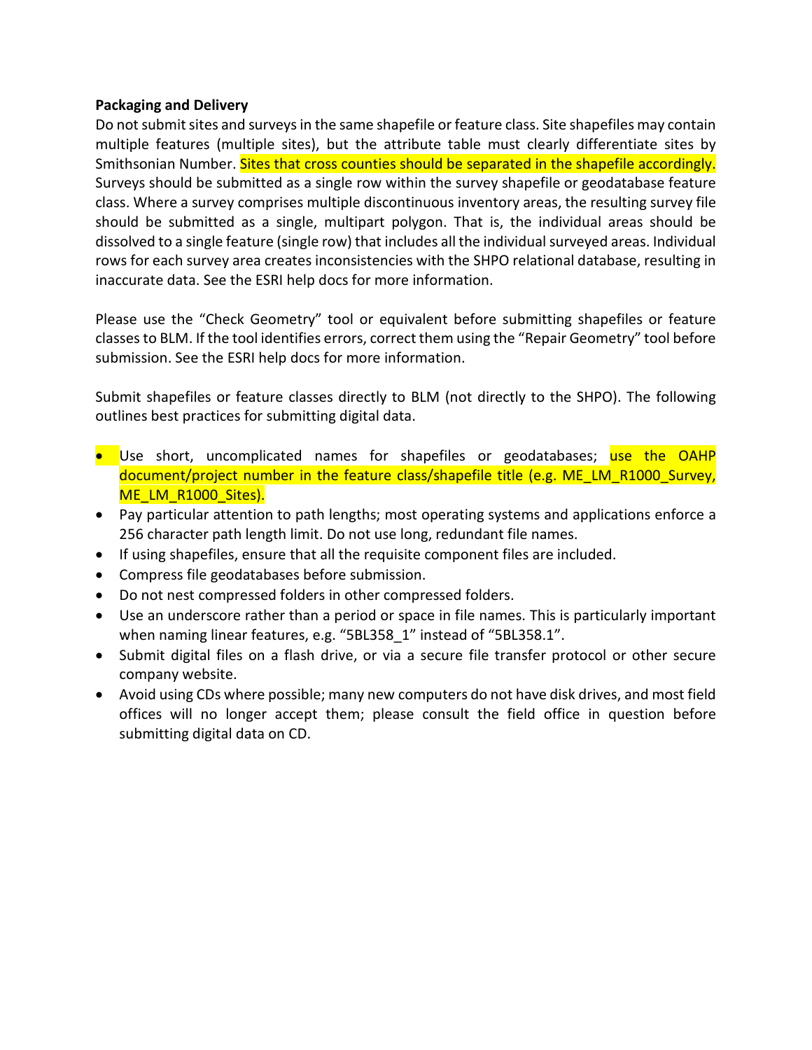**Packaging and Delivery**

Do not submit sites and surveys in the same shapefile or feature class. Site shapefiles may contain multiple features (multiple sites), but the attribute table must clearly differentiate sites by Smithsonian Number. Sites that cross counties should be separated in the shapefile accordingly. Surveys should be submitted as a single row within the survey shapefile or geodatabase feature class. Where a survey comprises multiple discontinuous inventory areas, the resulting survey file should be submitted as a single, multipart polygon. That is, the individual areas should be dissolved to a single feature (single row) that includes all the individual surveyed areas. Individual rows for each survey area creates inconsistencies with the SHPO relational database, resulting in inaccurate data. See the ESRI help docs for more information.

Please use the "Check Geometry" tool or equivalent before submitting shapefiles or feature classes to BLM. If the tool identifies errors, correct them using the "Repair Geometry" tool before submission. See the ESRI help docs for more information.

Submit shapefiles or feature classes directly to BLM (not directly to the SHPO). The following outlines best practices for submitting digital data.

- Use short, uncomplicated names for shapefiles or geodatabases; use the OAHP document/project number in the feature class/shapefile title (e.g. ME_LM_R1000_Survey, ME_LM_R1000_Sites).
- Pay particular attention to path lengths; most operating systems and applications enforce a 256 character path length limit. Do not use long, redundant file names.
- If using shapefiles, ensure that all the requisite component files are included.
- Compress file geodatabases before submission.
- Do not nest compressed folders in other compressed folders.
- Use an underscore rather than a period or space in file names. This is particularly important when naming linear features, e.g. "5BL358_1" instead of "5BL358.1".
- Submit digital files on a flash drive, or via a secure file transfer protocol or other secure company website.
- Avoid using CDs where possible; many new computers do not have disk drives, and most field offices will no longer accept them; please consult the field office in question before submitting digital data on CD.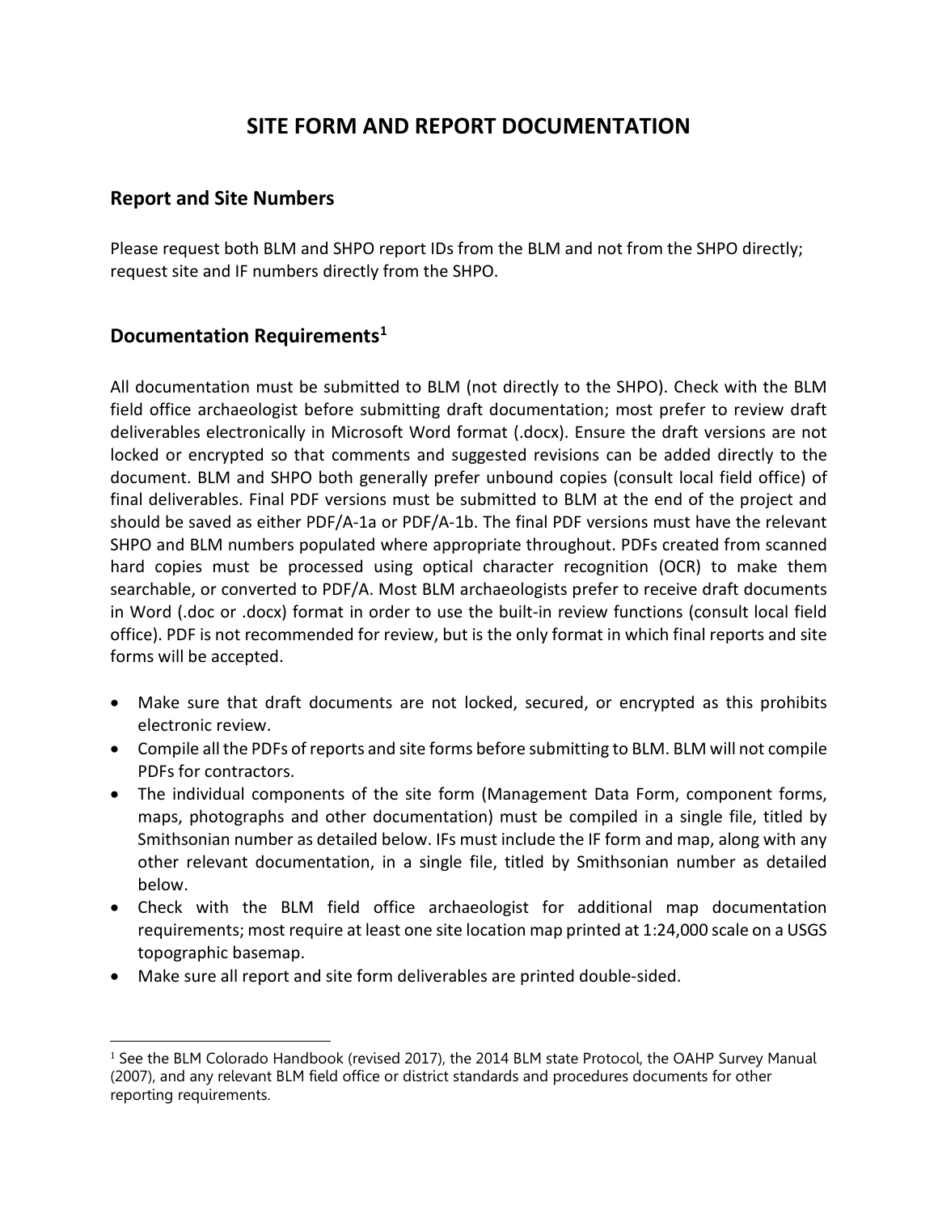# SITE FORM AND REPORT DOCUMENTATION

## Report and Site Numbers

Please request both BLM and SHPO report IDs from the BLM and not from the SHPO directly; request site and IF numbers directly from the SHPO.

## Documentation Requirements[1]

All documentation must be submitted to BLM (not directly to the SHPO). Check with the BLM field office archaeologist before submitting draft documentation; most prefer to review draft deliverables electronically in Microsoft Word format (.docx). Ensure the draft versions are not locked or encrypted so that comments and suggested revisions can be added directly to the document. BLM and SHPO both generally prefer unbound copies (consult local field office) of final deliverables. Final PDF versions must be submitted to BLM at the end of the project and should be saved as either PDF/A-1a or PDF/A-1b. The final PDF versions must have the relevant SHPO and BLM numbers populated where appropriate throughout. PDFs created from scanned hard copies must be processed using optical character recognition (OCR) to make them searchable, or converted to PDF/A. Most BLM archaeologists prefer to receive draft documents in Word (.doc or .docx) format in order to use the built-in review functions (consult local field office). PDF is not recommended for review, but is the only format in which final reports and site forms will be accepted.

- Make sure that draft documents are not locked, secured, or encrypted as this prohibits electronic review.
- Compile all the PDFs of reports and site forms before submitting to BLM. BLM will not compile PDFs for contractors.
- The individual components of the site form (Management Data Form, component forms, maps, photographs and other documentation) must be compiled in a single file, titled by Smithsonian number as detailed below. IFs must include the IF form and map, along with any other relevant documentation, in a single file, titled by Smithsonian number as detailed below.
- Check with the BLM field office archaeologist for additional map documentation requirements; most require at least one site location map printed at 1:24,000 scale on a USGS topographic basemap.
- Make sure all report and site form deliverables are printed double-sided.

[1] See the BLM Colorado Handbook (revised 2017), the 2014 BLM state Protocol, the OAHP Survey Manual (2007), and any relevant BLM field office or district standards and procedures documents for other reporting requirements.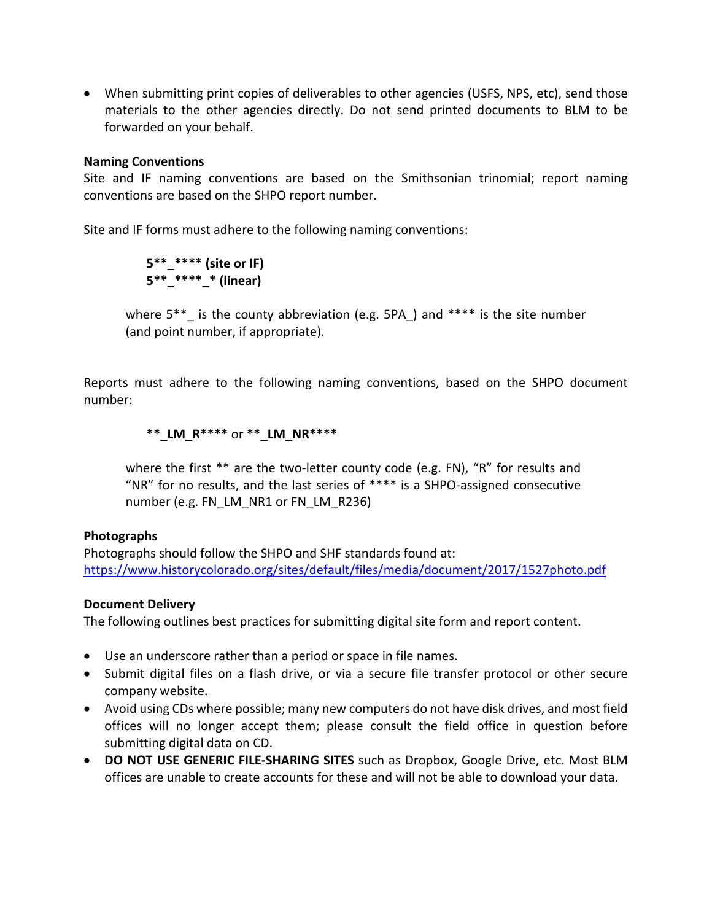- When submitting print copies of deliverables to other agencies (USFS, NPS, etc), send those materials to the other agencies directly. Do not send printed documents to BLM to be forwarded on your behalf.

**Naming Conventions**
Site and IF naming conventions are based on the Smithsonian trinomial; report naming conventions are based on the SHPO report number.

Site and IF forms must adhere to the following naming conventions:

> **5**_**** (site or IF)**
> **5**_****_* (linear)**

> where 5**_ is the county abbreviation (e.g. 5PA_) and **** is the site number (and point number, if appropriate).

Reports must adhere to the following naming conventions, based on the SHPO document number:

> **\*\*_LM_R\*\*\*\*** or **\*\*_LM_NR\*\*\*\***

> where the first ** are the two-letter county code (e.g. FN), "R" for results and "NR" for no results, and the last series of **** is a SHPO-assigned consecutive number (e.g. FN_LM_NR1 or FN_LM_R236)

**Photographs**
Photographs should follow the SHPO and SHF standards found at:
https://www.historycolorado.org/sites/default/files/media/document/2017/1527photo.pdf

**Document Delivery**
The following outlines best practices for submitting digital site form and report content.

- Use an underscore rather than a period or space in file names.
- Submit digital files on a flash drive, or via a secure file transfer protocol or other secure company website.
- Avoid using CDs where possible; many new computers do not have disk drives, and most field offices will no longer accept them; please consult the field office in question before submitting digital data on CD.
- **DO NOT USE GENERIC FILE-SHARING SITES** such as Dropbox, Google Drive, etc. Most BLM offices are unable to create accounts for these and will not be able to download your data.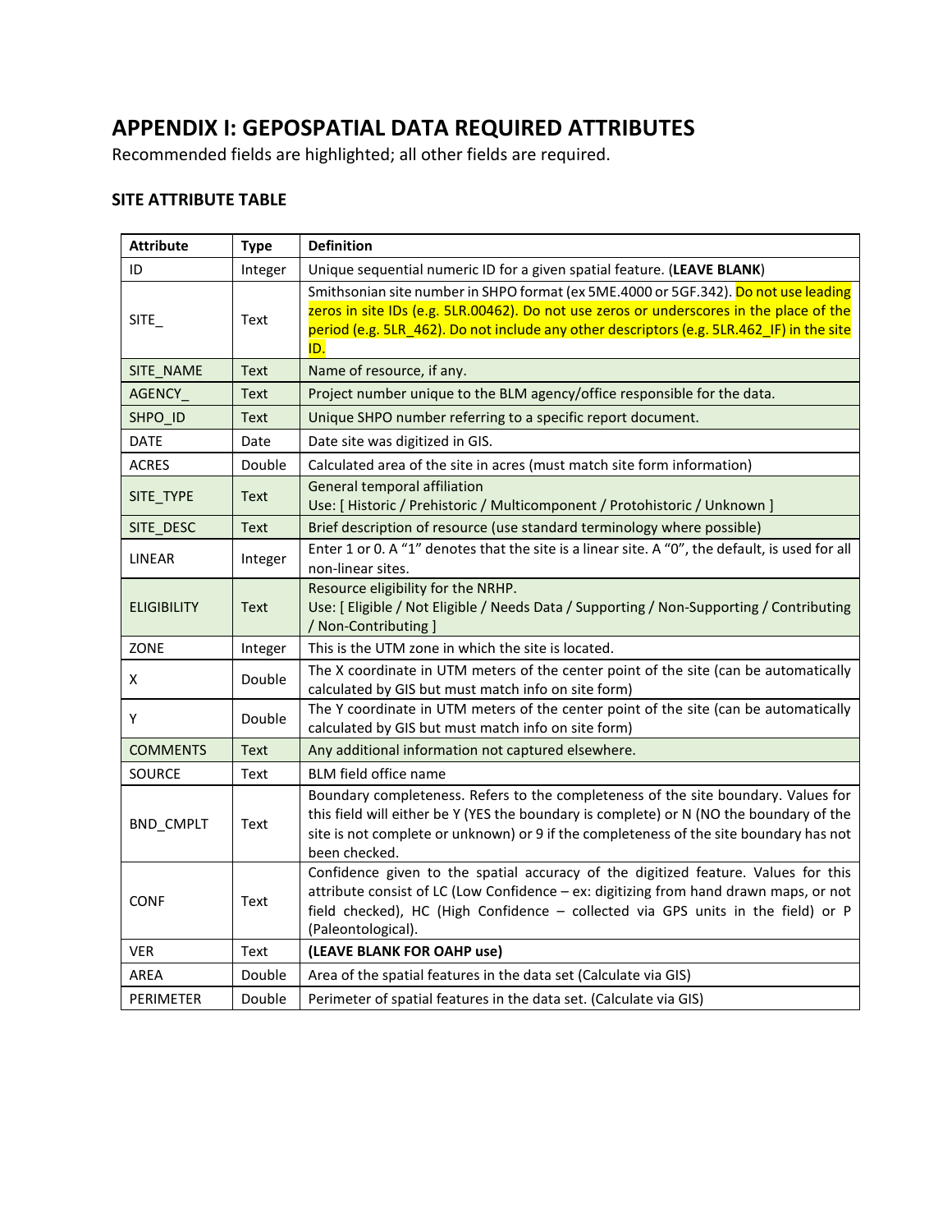# APPENDIX I: GEPOSPATIAL DATA REQUIRED ATTRIBUTES

Recommended fields are highlighted; all other fields are required.

### SITE ATTRIBUTE TABLE

| Attribute | Type | Definition |
|---|---|---|
| ID | Integer | Unique sequential numeric ID for a given spatial feature. (**LEAVE BLANK**) |
| SITE_ | Text | Smithsonian site number in SHPO format (ex 5ME.4000 or 5GF.342). Do not use leading zeros in site IDs (e.g. 5LR.00462). Do not use zeros or underscores in the place of the period (e.g. 5LR_462). Do not include any other descriptors (e.g. 5LR.462_IF) in the site ID. |
| SITE_NAME | Text | Name of resource, if any. |
| AGENCY_ | Text | Project number unique to the BLM agency/office responsible for the data. |
| SHPO_ID | Text | Unique SHPO number referring to a specific report document. |
| DATE | Date | Date site was digitized in GIS. |
| ACRES | Double | Calculated area of the site in acres (must match site form information) |
| SITE_TYPE | Text | General temporal affiliation<br>Use: [ Historic / Prehistoric / Multicomponent / Protohistoric / Unknown ] |
| SITE_DESC | Text | Brief description of resource (use standard terminology where possible) |
| LINEAR | Integer | Enter 1 or 0. A "1" denotes that the site is a linear site. A "0", the default, is used for all non-linear sites. |
| ELIGIBILITY | Text | Resource eligibility for the NRHP.<br>Use: [ Eligible / Not Eligible / Needs Data / Supporting / Non-Supporting / Contributing / Non-Contributing ] |
| ZONE | Integer | This is the UTM zone in which the site is located. |
| X | Double | The X coordinate in UTM meters of the center point of the site (can be automatically calculated by GIS but must match info on site form) |
| Y | Double | The Y coordinate in UTM meters of the center point of the site (can be automatically calculated by GIS but must match info on site form) |
| COMMENTS | Text | Any additional information not captured elsewhere. |
| SOURCE | Text | BLM field office name |
| BND_CMPLT | Text | Boundary completeness. Refers to the completeness of the site boundary. Values for this field will either be Y (YES the boundary is complete) or N (NO the boundary of the site is not complete or unknown) or 9 if the completeness of the site boundary has not been checked. |
| CONF | Text | Confidence given to the spatial accuracy of the digitized feature. Values for this attribute consist of LC (Low Confidence – ex: digitizing from hand drawn maps, or not field checked), HC (High Confidence – collected via GPS units in the field) or P (Paleontological). |
| VER | Text | **(LEAVE BLANK FOR OAHP use)** |
| AREA | Double | Area of the spatial features in the data set (Calculate via GIS) |
| PERIMETER | Double | Perimeter of spatial features in the data set. (Calculate via GIS) |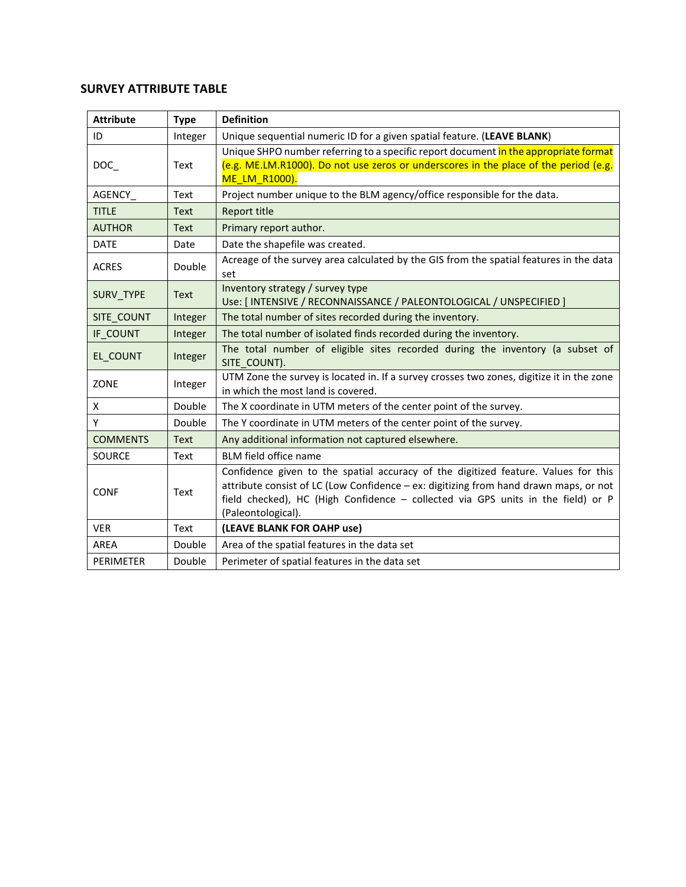## SURVEY ATTRIBUTE TABLE

| Attribute | Type | Definition |
|---|---|---|
| ID | Integer | Unique sequential numeric ID for a given spatial feature. (**LEAVE BLANK**) |
| DOC_ | Text | Unique SHPO number referring to a specific report document in the appropriate format (e.g. ME.LM.R1000). Do not use zeros or underscores in the place of the period (e.g. ME_LM_R1000). |
| AGENCY_ | Text | Project number unique to the BLM agency/office responsible for the data. |
| TITLE | Text | Report title |
| AUTHOR | Text | Primary report author. |
| DATE | Date | Date the shapefile was created. |
| ACRES | Double | Acreage of the survey area calculated by the GIS from the spatial features in the data set |
| SURV_TYPE | Text | Inventory strategy / survey type<br>Use: [ INTENSIVE / RECONNAISSANCE / PALEONTOLOGICAL / UNSPECIFIED ] |
| SITE_COUNT | Integer | The total number of sites recorded during the inventory. |
| IF_COUNT | Integer | The total number of isolated finds recorded during the inventory. |
| EL_COUNT | Integer | The total number of eligible sites recorded during the inventory (a subset of SITE_COUNT). |
| ZONE | Integer | UTM Zone the survey is located in. If a survey crosses two zones, digitize it in the zone in which the most land is covered. |
| X | Double | The X coordinate in UTM meters of the center point of the survey. |
| Y | Double | The Y coordinate in UTM meters of the center point of the survey. |
| COMMENTS | Text | Any additional information not captured elsewhere. |
| SOURCE | Text | BLM field office name |
| CONF | Text | Confidence given to the spatial accuracy of the digitized feature. Values for this attribute consist of LC (Low Confidence – ex: digitizing from hand drawn maps, or not field checked), HC (High Confidence – collected via GPS units in the field) or P (Paleontological). |
| VER | Text | **(LEAVE BLANK FOR OAHP use)** |
| AREA | Double | Area of the spatial features in the data set |
| PERIMETER | Double | Perimeter of spatial features in the data set |